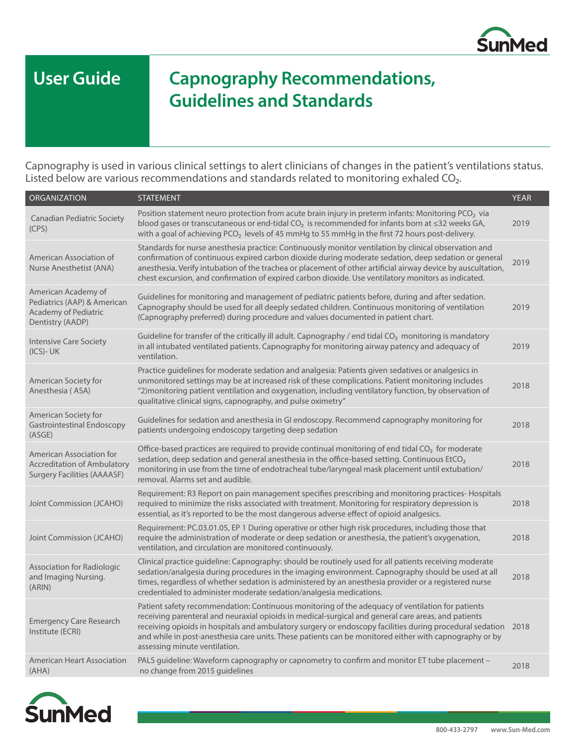# User Guide

# Capnography Recommendations, Guidelines and Standards

Capnography is used in various clinical settings to alert clinicians of changes in the patient's ventilations status. Listed below are various recommendations and standards related to monitoring exhaled $CO_2$.

| ORGANIZATION | STATEMENT | YEAR |
|---|---|---|
| Canadian Pediatric Society (CPS) | Position statement neuro protection from acute brain injury in preterm infants: Monitoring $PCO_2$ via blood gases or transcutaneous or end-tidal $CO_2$ is recommended for infants born at ≤32 weeks GA, with a goal of achieving $PCO_2$ levels of 45 mmHg to 55 mmHg in the first 72 hours post-delivery. | 2019 |
| American Association of Nurse Anesthetist (ANA) | Standards for nurse anesthesia practice: Continuously monitor ventilation by clinical observation and confirmation of continuous expired carbon dioxide during moderate sedation, deep sedation or general anesthesia. Verify intubation of the trachea or placement of other artificial airway device by auscultation, chest excursion, and confirmation of expired carbon dioxide. Use ventilatory monitors as indicated. | 2019 |
| American Academy of Pediatrics (AAP) & American Academy of Pediatric Dentistry (AADP) | Guidelines for monitoring and management of pediatric patients before, during and after sedation. Capnography should be used for all deeply sedated children. Continuous monitoring of ventilation (Capnography preferred) during procedure and values documented in patient chart. | 2019 |
| Intensive Care Society (ICS)- UK | Guideline for transfer of the critically ill adult. Capnography / end tidal $CO_2$ monitoring is mandatory in all intubated ventilated patients. Capnography for monitoring airway patency and adequacy of ventilation. | 2019 |
| American Society for Anesthesia ( ASA) | Practice guidelines for moderate sedation and analgesia: Patients given sedatives or analgesics in unmonitored settings may be at increased risk of these complications. Patient monitoring includes "2)monitoring patient ventilation and oxygenation, including ventilatory function, by observation of qualitative clinical signs, capnography, and pulse oximetry" | 2018 |
| American Society for Gastrointestinal Endoscopy (ASGE) | Guidelines for sedation and anesthesia in GI endoscopy. Recommend capnography monitoring for patients undergoing endoscopy targeting deep sedation | 2018 |
| American Association for Accreditation of Ambulatory Surgery Facilities (AAAASF) | Office-based practices are required to provide continual monitoring of end tidal $CO_2$ for moderate sedation, deep sedation and general anesthesia in the office-based setting. Continuous $EtCO_2$ monitoring in use from the time of endotracheal tube/laryngeal mask placement until extubation/ removal. Alarms set and audible. | 2018 |
| Joint Commission (JCAHO) | Requirement: R3 Report on pain management specifies prescribing and monitoring practices- Hospitals required to minimize the risks associated with treatment. Monitoring for respiratory depression is essential, as it's reported to be the most dangerous adverse effect of opioid analgesics. | 2018 |
| Joint Commission (JCAHO) | Requirement: PC.03.01.05, EP 1 During operative or other high risk procedures, including those that require the administration of moderate or deep sedation or anesthesia, the patient's oxygenation, ventilation, and circulation are monitored continuously. | 2018 |
| Association for Radiologic and Imaging Nursing. (ARIN) | Clinical practice guideline: Capnography: should be routinely used for all patients receiving moderate sedation/analgesia during procedures in the imaging environment. Capnography should be used at all times, regardless of whether sedation is administered by an anesthesia provider or a registered nurse credentialed to administer moderate sedation/analgesia medications. | 2018 |
| Emergency Care Research Institute (ECRI) | Patient safety recommendation: Continuous monitoring of the adequacy of ventilation for patients receiving parenteral and neuraxial opioids in medical-surgical and general care areas, and patients receiving opioids in hospitals and ambulatory surgery or endoscopy facilities during procedural sedation and while in post-anesthesia care units. These patients can be monitored either with capnography or by assessing minute ventilation. | 2018 |
| American Heart Association (AHA) | PALS guideline: Waveform capnography or capnometry to confirm and monitor ET tube placement – no change from 2015 guidelines | 2018 |

800-433-2797 www.Sun-Med.com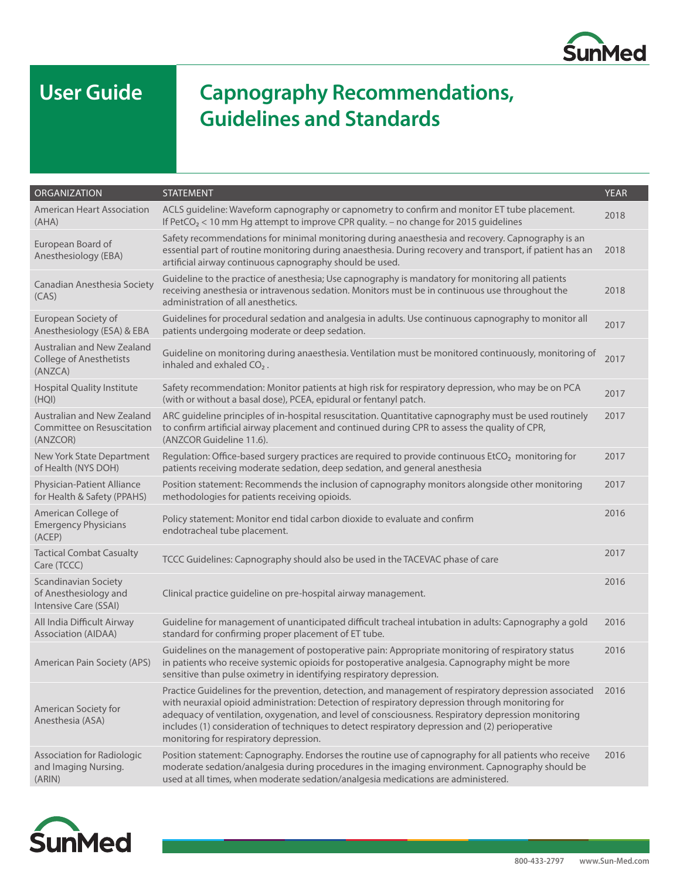# User Guide

# Capnography Recommendations, Guidelines and Standards

| ORGANIZATION | STATEMENT | YEAR |
|---|---|---|
| American Heart Association (AHA) | ACLS guideline: Waveform capnography or capnometry to confirm and monitor ET tube placement. If $PetCO_2$ < 10 mm Hg attempt to improve CPR quality. – no change for 2015 guidelines | 2018 |
| European Board of Anesthesiology (EBA) | Safety recommendations for minimal monitoring during anaesthesia and recovery. Capnography is an essential part of routine monitoring during anaesthesia. During recovery and transport, if patient has an artificial airway continuous capnography should be used. | 2018 |
| Canadian Anesthesia Society (CAS) | Guideline to the practice of anesthesia; Use capnography is mandatory for monitoring all patients receiving anesthesia or intravenous sedation. Monitors must be in continuous use throughout the administration of all anesthetics. | 2018 |
| European Society of Anesthesiology (ESA) & EBA | Guidelines for procedural sedation and analgesia in adults. Use continuous capnography to monitor all patients undergoing moderate or deep sedation. | 2017 |
| Australian and New Zealand College of Anesthetists (ANZCA) | Guideline on monitoring during anaesthesia. Ventilation must be monitored continuously, monitoring of inhaled and exhaled $CO_2$. | 2017 |
| Hospital Quality Institute (HQI) | Safety recommendation: Monitor patients at high risk for respiratory depression, who may be on PCA (with or without a basal dose), PCEA, epidural or fentanyl patch. | 2017 |
| Australian and New Zealand Committee on Resuscitation (ANZCOR) | ARC guideline principles of in-hospital resuscitation. Quantitative capnography must be used routinely to confirm artificial airway placement and continued during CPR to assess the quality of CPR, (ANZCOR Guideline 11.6). | 2017 |
| New York State Department of Health (NYS DOH) | Regulation: Office-based surgery practices are required to provide continuous $EtCO_2$ monitoring for patients receiving moderate sedation, deep sedation, and general anesthesia | 2017 |
| Physician-Patient Alliance for Health & Safety (PPAHS) | Position statement: Recommends the inclusion of capnography monitors alongside other monitoring methodologies for patients receiving opioids. | 2017 |
| American College of Emergency Physicians (ACEP) | Policy statement: Monitor end tidal carbon dioxide to evaluate and confirm endotracheal tube placement. | 2016 |
| Tactical Combat Casualty Care (TCCC) | TCCC Guidelines: Capnography should also be used in the TACEVAC phase of care | 2017 |
| Scandinavian Society of Anesthesiology and Intensive Care (SSAI) | Clinical practice guideline on pre-hospital airway management. | 2016 |
| All India Difficult Airway Association (AIDAA) | Guideline for management of unanticipated difficult tracheal intubation in adults: Capnography a gold standard for confirming proper placement of ET tube. | 2016 |
| American Pain Society (APS) | Guidelines on the management of postoperative pain: Appropriate monitoring of respiratory status in patients who receive systemic opioids for postoperative analgesia. Capnography might be more sensitive than pulse oximetry in identifying respiratory depression. | 2016 |
| American Society for Anesthesia (ASA) | Practice Guidelines for the prevention, detection, and management of respiratory depression associated with neuraxial opioid administration: Detection of respiratory depression through monitoring for adequacy of ventilation, oxygenation, and level of consciousness. Respiratory depression monitoring includes (1) consideration of techniques to detect respiratory depression and (2) perioperative monitoring for respiratory depression. | 2016 |
| Association for Radiologic and Imaging Nursing. (ARIN) | Position statement: Capnography. Endorses the routine use of capnography for all patients who receive moderate sedation/analgesia during procedures in the imaging environment. Capnography should be used at all times, when moderate sedation/analgesia medications are administered. | 2016 |

800-433-2797 www.Sun-Med.com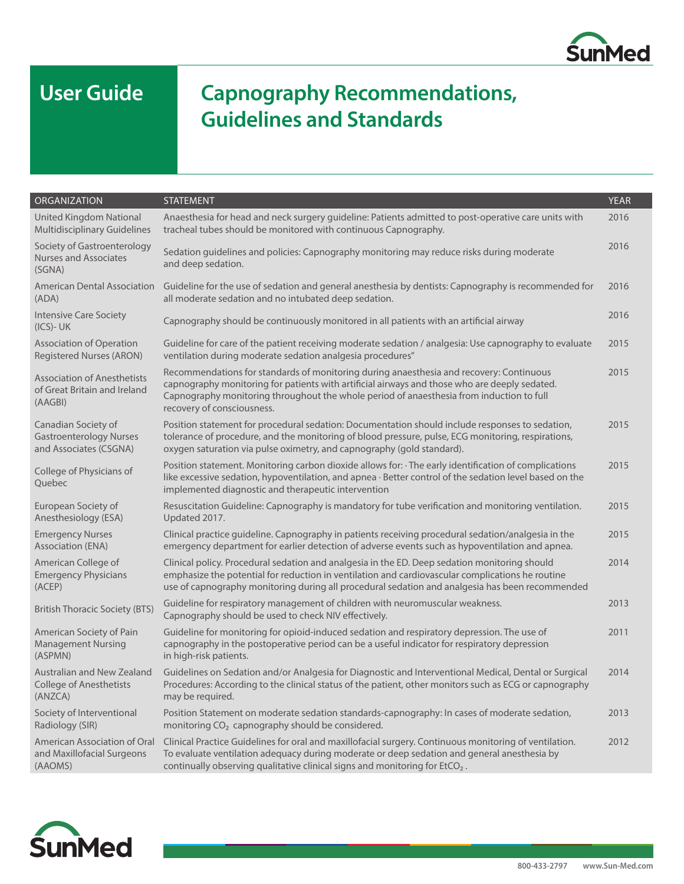# User Guide

# Capnography Recommendations, Guidelines and Standards

| ORGANIZATION | STATEMENT | YEAR |
|---|---|---|
| United Kingdom National Multidisciplinary Guidelines | Anaesthesia for head and neck surgery guideline: Patients admitted to post-operative care units with tracheal tubes should be monitored with continuous Capnography. | 2016 |
| Society of Gastroenterology Nurses and Associates (SGNA) | Sedation guidelines and policies: Capnography monitoring may reduce risks during moderate and deep sedation. | 2016 |
| American Dental Association (ADA) | Guideline for the use of sedation and general anesthesia by dentists: Capnography is recommended for all moderate sedation and no intubated deep sedation. | 2016 |
| Intensive Care Society (ICS)- UK | Capnography should be continuously monitored in all patients with an artificial airway | 2016 |
| Association of Operation Registered Nurses (ARON) | Guideline for care of the patient receiving moderate sedation / analgesia: Use capnography to evaluate ventilation during moderate sedation analgesia procedures" | 2015 |
| Association of Anesthetists of Great Britain and Ireland (AAGBI) | Recommendations for standards of monitoring during anaesthesia and recovery: Continuous capnography monitoring for patients with artificial airways and those who are deeply sedated. Capnography monitoring throughout the whole period of anaesthesia from induction to full recovery of consciousness. | 2015 |
| Canadian Society of Gastroenterology Nurses and Associates (CSGNA) | Position statement for procedural sedation: Documentation should include responses to sedation, tolerance of procedure, and the monitoring of blood pressure, pulse, ECG monitoring, respirations, oxygen saturation via pulse oximetry, and capnography (gold standard). | 2015 |
| College of Physicians of Quebec | Position statement. Monitoring carbon dioxide allows for: · The early identification of complications like excessive sedation, hypoventilation, and apnea · Better control of the sedation level based on the implemented diagnostic and therapeutic intervention | 2015 |
| European Society of Anesthesiology (ESA) | Resuscitation Guideline: Capnography is mandatory for tube verification and monitoring ventilation. Updated 2017. | 2015 |
| Emergency Nurses Association (ENA) | Clinical practice guideline. Capnography in patients receiving procedural sedation/analgesia in the emergency department for earlier detection of adverse events such as hypoventilation and apnea. | 2015 |
| American College of Emergency Physicians (ACEP) | Clinical policy. Procedural sedation and analgesia in the ED. Deep sedation monitoring should emphasize the potential for reduction in ventilation and cardiovascular complications he routine use of capnography monitoring during all procedural sedation and analgesia has been recommended | 2014 |
| British Thoracic Society (BTS) | Guideline for respiratory management of children with neuromuscular weakness. Capnography should be used to check NIV effectively. | 2013 |
| American Society of Pain Management Nursing (ASPMN) | Guideline for monitoring for opioid-induced sedation and respiratory depression. The use of capnography in the postoperative period can be a useful indicator for respiratory depression in high-risk patients. | 2011 |
| Australian and New Zealand College of Anesthetists (ANZCA) | Guidelines on Sedation and/or Analgesia for Diagnostic and Interventional Medical, Dental or Surgical Procedures: According to the clinical status of the patient, other monitors such as ECG or capnography may be required. | 2014 |
| Society of Interventional Radiology (SIR) | Position Statement on moderate sedation standards-capnography: In cases of moderate sedation, monitoring $CO_2$ capnography should be considered. | 2013 |
| American Association of Oral and Maxillofacial Surgeons (AAOMS) | Clinical Practice Guidelines for oral and maxillofacial surgery. Continuous monitoring of ventilation. To evaluate ventilation adequacy during moderate or deep sedation and general anesthesia by continually observing qualitative clinical signs and monitoring for $EtCO_2$. | 2012 |

800-433-2797 www.Sun-Med.com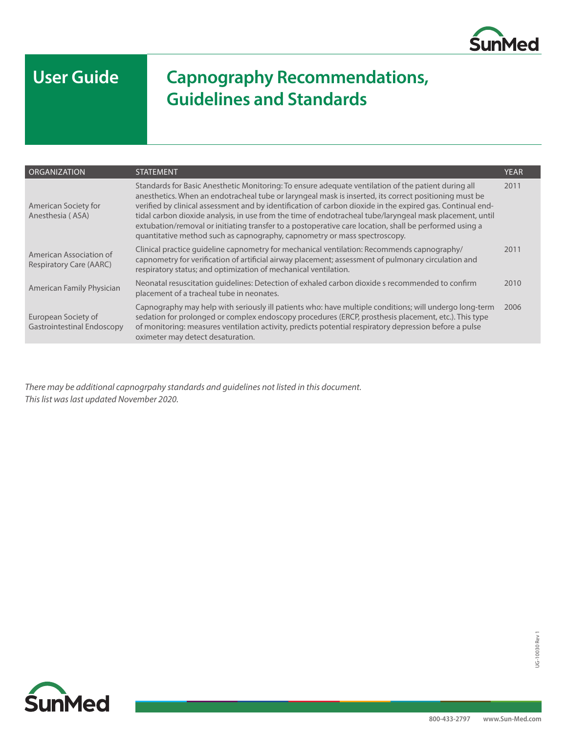# User Guide

# Capnography Recommendations, Guidelines and Standards

| ORGANIZATION | STATEMENT | YEAR |
|---|---|---|
| American Society for Anesthesia ( ASA) | Standards for Basic Anesthetic Monitoring: To ensure adequate ventilation of the patient during all anesthetics. When an endotracheal tube or laryngeal mask is inserted, its correct positioning must be verified by clinical assessment and by identification of carbon dioxide in the expired gas. Continual end-tidal carbon dioxide analysis, in use from the time of endotracheal tube/laryngeal mask placement, until extubation/removal or initiating transfer to a postoperative care location, shall be performed using a quantitative method such as capnography, capnometry or mass spectroscopy. | 2011 |
| American Association of Respiratory Care (AARC) | Clinical practice guideline capnometry for mechanical ventilation: Recommends capnography/ capnometry for verification of artificial airway placement; assessment of pulmonary circulation and respiratory status; and optimization of mechanical ventilation. | 2011 |
| American Family Physician | Neonatal resuscitation guidelines: Detection of exhaled carbon dioxide s recommended to confirm placement of a tracheal tube in neonates. | 2010 |
| European Society of Gastrointestinal Endoscopy | Capnography may help with seriously ill patients who: have multiple conditions; will undergo long-term sedation for prolonged or complex endoscopy procedures (ERCP, prosthesis placement, etc.). This type of monitoring: measures ventilation activity, predicts potential respiratory depression before a pulse oximeter may detect desaturation. | 2006 |

*There may be additional capnogrpahy standards and guidelines not listed in this document.*
*This list was last updated November 2020.*

UG-10030 Rev 1

800-433-2797 www.Sun-Med.com